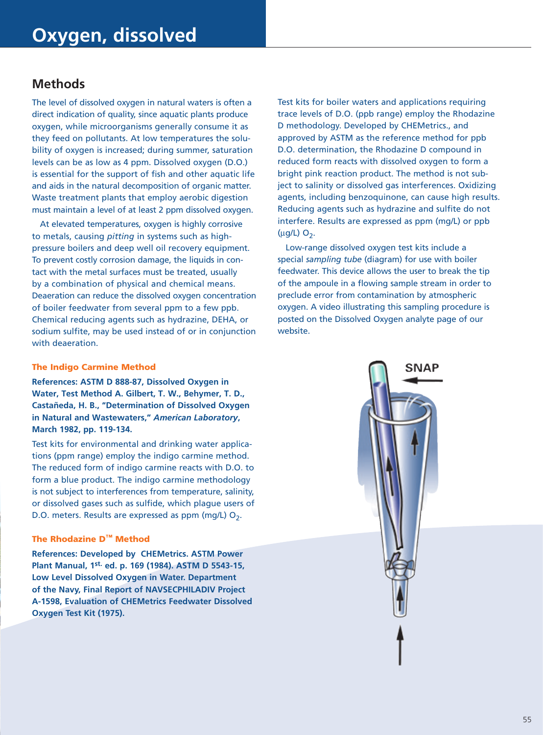# Oxygen, dissolved

## Methods

The level of dissolved oxygen in natural waters is often a direct indication of quality, since aquatic plants produce oxygen, while microorganisms generally consume it as they feed on pollutants. At low temperatures the solubility of oxygen is increased; during summer, saturation levels can be as low as 4 ppm. Dissolved oxygen (D.O.) is essential for the support of fish and other aquatic life and aids in the natural decomposition of organic matter. Waste treatment plants that employ aerobic digestion must maintain a level of at least 2 ppm dissolved oxygen.

At elevated temperatures, oxygen is highly corrosive to metals, causing *pitting* in systems such as high-pressure boilers and deep well oil recovery equipment. To prevent costly corrosion damage, the liquids in contact with the metal surfaces must be treated, usually by a combination of physical and chemical means. Deaeration can reduce the dissolved oxygen concentration of boiler feedwater from several ppm to a few ppb. Chemical reducing agents such as hydrazine, DEHA, or sodium sulfite, may be used instead of or in conjunction with deaeration.

### The Indigo Carmine Method

**References: ASTM D 888-87, Dissolved Oxygen in Water, Test Method A. Gilbert, T. W., Behymer, T. D., Castañeda, H. B., "Determination of Dissolved Oxygen in Natural and Wastewaters," *American Laboratory*, March 1982, pp. 119-134.**

Test kits for environmental and drinking water applications (ppm range) employ the indigo carmine method. The reduced form of indigo carmine reacts with D.O. to form a blue product. The indigo carmine methodology is not subject to interferences from temperature, salinity, or dissolved gases such as sulfide, which plague users of D.O. meters. Results are expressed as ppm (mg/L) $O_2$.

### The Rhodazine D™ Method

**References: Developed by CHEMetrics. ASTM Power Plant Manual, 1st. ed. p. 169 (1984). ASTM D 5543-15, Low Level Dissolved Oxygen in Water. Department of the Navy, Final Report of NAVSECPHILADIV Project A-1598, Evaluation of CHEMetrics Feedwater Dissolved Oxygen Test Kit (1975).**

Test kits for boiler waters and applications requiring trace levels of D.O. (ppb range) employ the Rhodazine D methodology. Developed by CHEMetrics., and approved by ASTM as the reference method for ppb D.O. determination, the Rhodazine D compound in reduced form reacts with dissolved oxygen to form a bright pink reaction product. The method is not subject to salinity or dissolved gas interferences. Oxidizing agents, including benzoquinone, can cause high results. Reducing agents such as hydrazine and sulfite do not interfere. Results are expressed as ppm (mg/L) or ppb (µg/L) $O_2$.

Low-range dissolved oxygen test kits include a special *sampling tube* (diagram) for use with boiler feedwater. This device allows the user to break the tip of the ampoule in a flowing sample stream in order to preclude error from contamination by atmospheric oxygen. A video illustrating this sampling procedure is posted on the Dissolved Oxygen analyte page of our website.

SNAP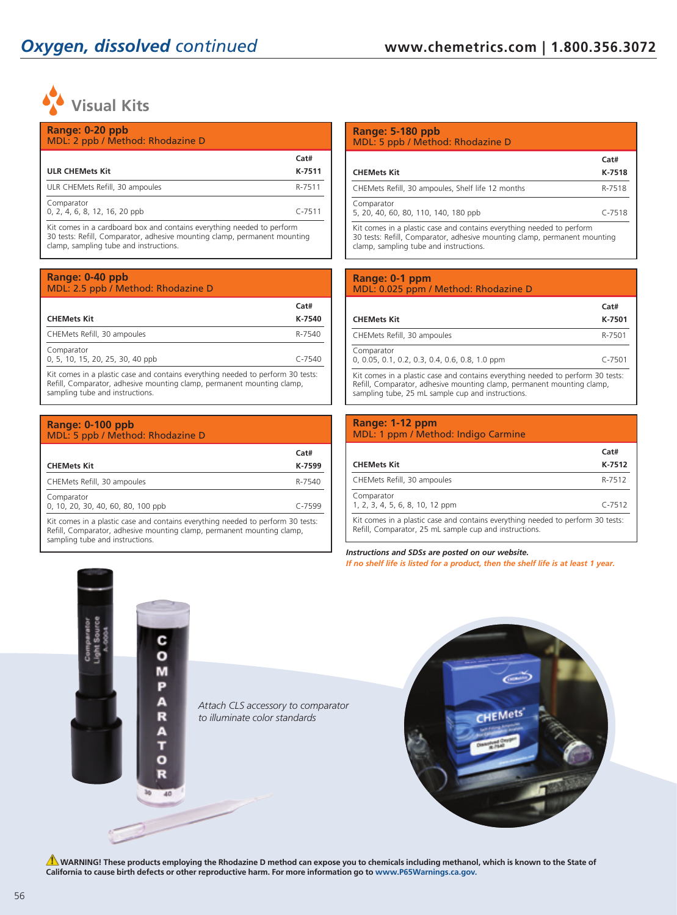# *Oxygen, dissolved continued*

## Visual Kits

**Range: 0-20 ppb**
MDL: 2 ppb / Method: Rhodazine D

| | Cat# |
|---|---|
| **ULR CHEMets Kit** | **K-7511** |
| ULR CHEMets Refill, 30 ampoules | R-7511 |
| Comparator<br>0, 2, 4, 6, 8, 12, 16, 20 ppb | C-7511 |

Kit comes in a cardboard box and contains everything needed to perform 30 tests: Refill, Comparator, adhesive mounting clamp, permanent mounting clamp, sampling tube and instructions.

**Range: 0-40 ppb**
MDL: 2.5 ppb / Method: Rhodazine D

| | Cat# |
|---|---|
| **CHEMets Kit** | **K-7540** |
| CHEMets Refill, 30 ampoules | R-7540 |
| Comparator<br>0, 5, 10, 15, 20, 25, 30, 40 ppb | C-7540 |

Kit comes in a plastic case and contains everything needed to perform 30 tests: Refill, Comparator, adhesive mounting clamp, permanent mounting clamp, sampling tube and instructions.

**Range: 0-100 ppb**
MDL: 5 ppb / Method: Rhodazine D

| | Cat# |
|---|---|
| **CHEMets Kit** | **K-7599** |
| CHEMets Refill, 30 ampoules | R-7540 |
| Comparator<br>0, 10, 20, 30, 40, 60, 80, 100 ppb | C-7599 |

Kit comes in a plastic case and contains everything needed to perform 30 tests: Refill, Comparator, adhesive mounting clamp, permanent mounting clamp, sampling tube and instructions.

**Range: 5-180 ppb**
MDL: 5 ppb / Method: Rhodazine D

| | Cat# |
|---|---|
| **CHEMets Kit** | **K-7518** |
| CHEMets Refill, 30 ampoules, Shelf life 12 months | R-7518 |
| Comparator<br>5, 20, 40, 60, 80, 110, 140, 180 ppb | C-7518 |

Kit comes in a plastic case and contains everything needed to perform 30 tests: Refill, Comparator, adhesive mounting clamp, permanent mounting clamp, sampling tube and instructions.

**Range: 0-1 ppm**
MDL: 0.025 ppm / Method: Rhodazine D

| | Cat# |
|---|---|
| **CHEMets Kit** | **K-7501** |
| CHEMets Refill, 30 ampoules | R-7501 |
| Comparator<br>0, 0.05, 0.1, 0.2, 0.3, 0.4, 0.6, 0.8, 1.0 ppm | C-7501 |

Kit comes in a plastic case and contains everything needed to perform 30 tests: Refill, Comparator, adhesive mounting clamp, permanent mounting clamp, sampling tube, 25 mL sample cup and instructions.

**Range: 1-12 ppm**
MDL: 1 ppm / Method: Indigo Carmine

| | Cat# |
|---|---|
| **CHEMets Kit** | **K-7512** |
| CHEMets Refill, 30 ampoules | R-7512 |
| Comparator<br>1, 2, 3, 4, 5, 6, 8, 10, 12 ppm | C-7512 |

Kit comes in a plastic case and contains everything needed to perform 30 tests: Refill, Comparator, 25 mL sample cup and instructions.

***Instructions and SDSs are posted on our website.***
***If no shelf life is listed for a product, then the shelf life is at least 1 year.***

*Attach CLS accessory to comparator to illuminate color standards*

**WARNING! These products employing the Rhodazine D method can expose you to chemicals including methanol, which is known to the State of California to cause birth defects or other reproductive harm. For more information go to www.P65Warnings.ca.gov.**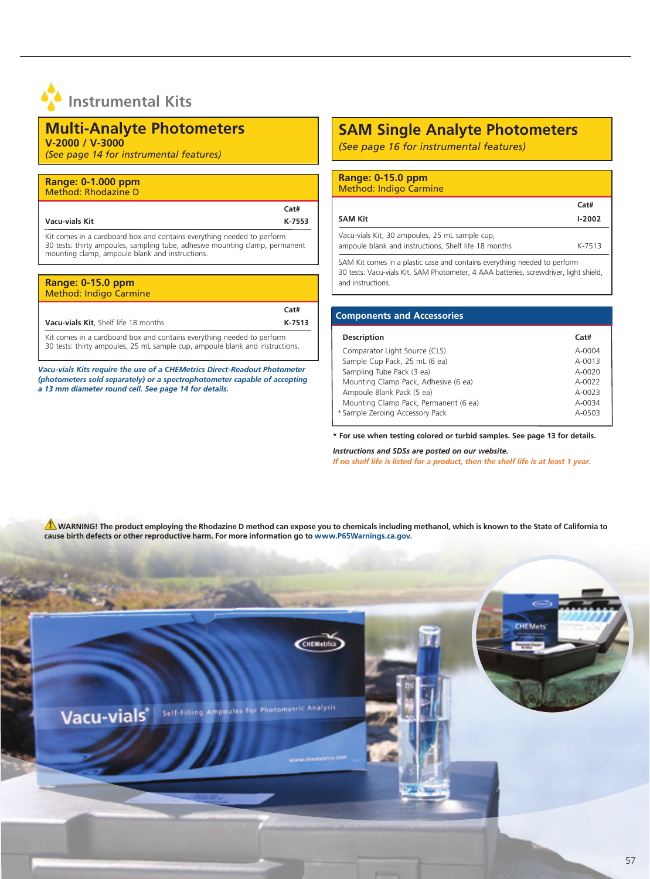# Instrumental Kits

## Multi-Analyte Photometers

**V-2000 / V-3000**

*(See page 14 for instrumental features)*

### Range: 0-1.000 ppm
Method: Rhodazine D

| | Cat# |
|---|---|
| **Vacu-vials Kit** | **K-7553** |

Kit comes in a cardboard box and contains everything needed to perform 30 tests: thirty ampoules, sampling tube, adhesive mounting clamp, permanent mounting clamp, ampoule blank and instructions.

### Range: 0-15.0 ppm
Method: Indigo Carmine

| | Cat# |
|---|---|
| **Vacu-vials Kit**, Shelf life 18 months | **K-7513** |

Kit comes in a cardboard box and contains everything needed to perform 30 tests: thirty ampoules, 25 mL sample cup, ampoule blank and instructions.

***Vacu-vials Kits require the use of a CHEMetrics Direct-Readout Photometer (photometers sold separately) or a spectrophotometer capable of accepting a 13 mm diameter round cell. See page 14 for details.***

## SAM Single Analyte Photometers

*(See page 16 for instrumental features)*

### Range: 0-15.0 ppm
Method: Indigo Carmine

| | Cat# |
|---|---|
| **SAM Kit** | **I-2002** |
| Vacu-vials Kit, 30 ampoules, 25 mL sample cup, ampoule blank and instructions, Shelf life 18 months | K-7513 |

SAM Kit comes in a plastic case and contains everything needed to perform 30 tests: Vacu-vials Kit, SAM Photometer, 4 AAA batteries, screwdriver, light shield, and instructions.

### Components and Accessories

| Description | Cat# |
|---|---|
| Comparator Light Source (CLS) | A-0004 |
| Sample Cup Pack, 25 mL (6 ea) | A-0013 |
| Sampling Tube Pack (3 ea) | A-0020 |
| Mounting Clamp Pack, Adhesive (6 ea) | A-0022 |
| Ampoule Blank Pack (5 ea) | A-0023 |
| Mounting Clamp Pack, Permanent (6 ea) | A-0034 |
| * Sample Zeroing Accessory Pack | A-0503 |

**\* For use when testing colored or turbid samples. See page 13 for details.**

***Instructions and SDSs are posted on our website.***

***If no shelf life is listed for a product, then the shelf life is at least 1 year.***

**WARNING! The product employing the Rhodazine D method can expose you to chemicals including methanol, which is known to the State of California to cause birth defects or other reproductive harm. For more information go to www.P65Warnings.ca.gov.**